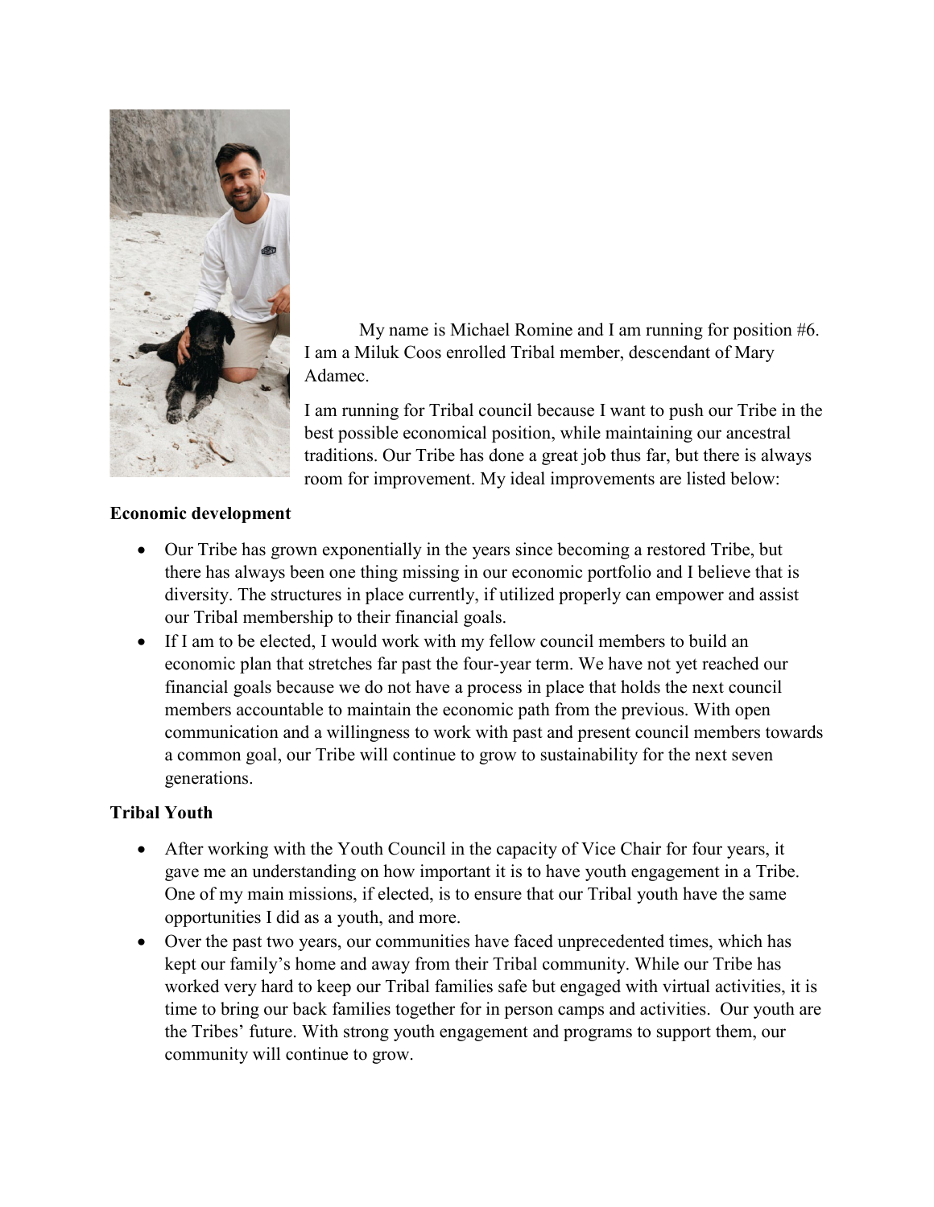My name is Michael Romine and I am running for position #6. I am a Miluk Coos enrolled Tribal member, descendant of Mary Adamec.

I am running for Tribal council because I want to push our Tribe in the best possible economical position, while maintaining our ancestral traditions. Our Tribe has done a great job thus far, but there is always room for improvement. My ideal improvements are listed below:

**Economic development**

- Our Tribe has grown exponentially in the years since becoming a restored Tribe, but there has always been one thing missing in our economic portfolio and I believe that is diversity. The structures in place currently, if utilized properly can empower and assist our Tribal membership to their financial goals.
- If I am to be elected, I would work with my fellow council members to build an economic plan that stretches far past the four-year term. We have not yet reached our financial goals because we do not have a process in place that holds the next council members accountable to maintain the economic path from the previous. With open communication and a willingness to work with past and present council members towards a common goal, our Tribe will continue to grow to sustainability for the next seven generations.

**Tribal Youth**

- After working with the Youth Council in the capacity of Vice Chair for four years, it gave me an understanding on how important it is to have youth engagement in a Tribe. One of my main missions, if elected, is to ensure that our Tribal youth have the same opportunities I did as a youth, and more.
- Over the past two years, our communities have faced unprecedented times, which has kept our family's home and away from their Tribal community. While our Tribe has worked very hard to keep our Tribal families safe but engaged with virtual activities, it is time to bring our back families together for in person camps and activities. Our youth are the Tribes' future. With strong youth engagement and programs to support them, our community will continue to grow.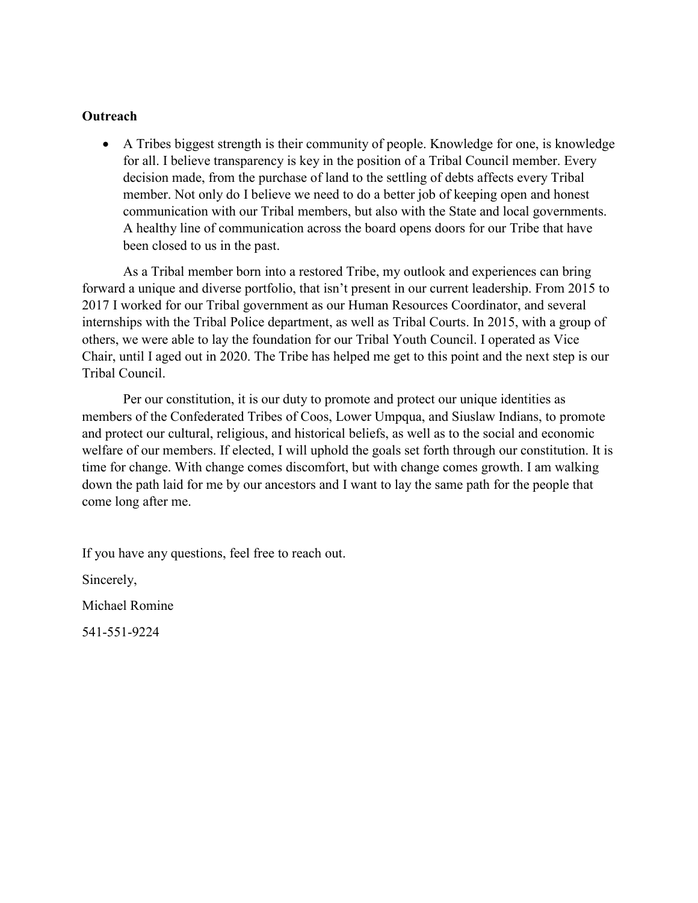**Outreach**

- A Tribes biggest strength is their community of people. Knowledge for one, is knowledge for all. I believe transparency is key in the position of a Tribal Council member. Every decision made, from the purchase of land to the settling of debts affects every Tribal member. Not only do I believe we need to do a better job of keeping open and honest communication with our Tribal members, but also with the State and local governments. A healthy line of communication across the board opens doors for our Tribe that have been closed to us in the past.

As a Tribal member born into a restored Tribe, my outlook and experiences can bring forward a unique and diverse portfolio, that isn't present in our current leadership. From 2015 to 2017 I worked for our Tribal government as our Human Resources Coordinator, and several internships with the Tribal Police department, as well as Tribal Courts. In 2015, with a group of others, we were able to lay the foundation for our Tribal Youth Council. I operated as Vice Chair, until I aged out in 2020. The Tribe has helped me get to this point and the next step is our Tribal Council.

Per our constitution, it is our duty to promote and protect our unique identities as members of the Confederated Tribes of Coos, Lower Umpqua, and Siuslaw Indians, to promote and protect our cultural, religious, and historical beliefs, as well as to the social and economic welfare of our members. If elected, I will uphold the goals set forth through our constitution. It is time for change. With change comes discomfort, but with change comes growth. I am walking down the path laid for me by our ancestors and I want to lay the same path for the people that come long after me.

If you have any questions, feel free to reach out.

Sincerely,

Michael Romine

541-551-9224